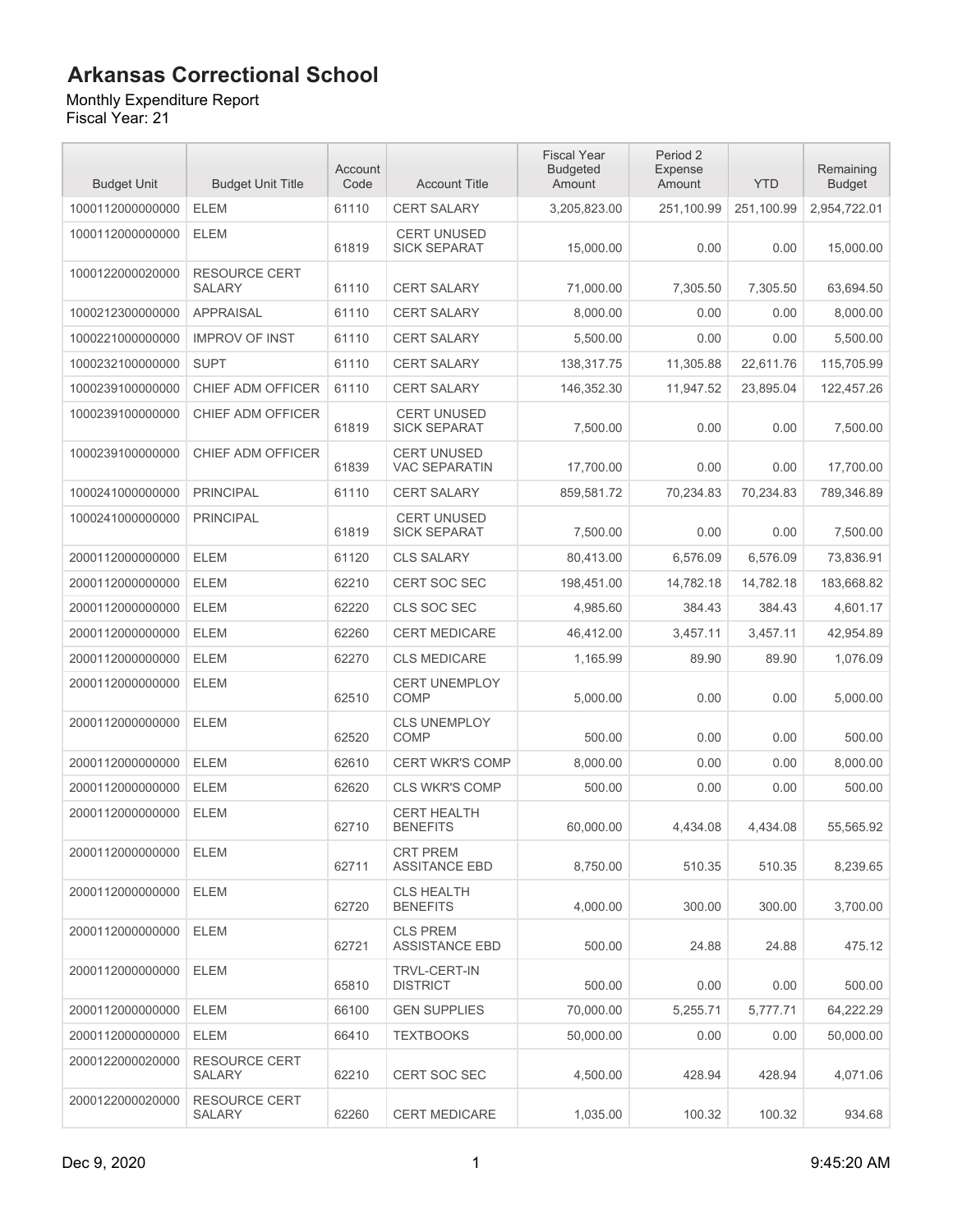# Arkansas Correctional School

Monthly Expenditure Report
Fiscal Year: 21

| Budget Unit | Budget Unit Title | Account Code | Account Title | Fiscal Year Budgeted Amount | Period 2 Expense Amount | YTD | Remaining Budget |
|---|---|---|---|---|---|---|---|
| 1000112000000000 | ELEM | 61110 | CERT SALARY | 3,205,823.00 | 251,100.99 | 251,100.99 | 2,954,722.01 |
| 1000112000000000 | ELEM | 61819 | CERT UNUSED SICK SEPARAT | 15,000.00 | 0.00 | 0.00 | 15,000.00 |
| 1000122000020000 | RESOURCE CERT SALARY | 61110 | CERT SALARY | 71,000.00 | 7,305.50 | 7,305.50 | 63,694.50 |
| 1000212300000000 | APPRAISAL | 61110 | CERT SALARY | 8,000.00 | 0.00 | 0.00 | 8,000.00 |
| 1000221000000000 | IMPROV OF INST | 61110 | CERT SALARY | 5,500.00 | 0.00 | 0.00 | 5,500.00 |
| 1000232100000000 | SUPT | 61110 | CERT SALARY | 138,317.75 | 11,305.88 | 22,611.76 | 115,705.99 |
| 1000239100000000 | CHIEF ADM OFFICER | 61110 | CERT SALARY | 146,352.30 | 11,947.52 | 23,895.04 | 122,457.26 |
| 1000239100000000 | CHIEF ADM OFFICER | 61819 | CERT UNUSED SICK SEPARAT | 7,500.00 | 0.00 | 0.00 | 7,500.00 |
| 1000239100000000 | CHIEF ADM OFFICER | 61839 | CERT UNUSED VAC SEPARATIN | 17,700.00 | 0.00 | 0.00 | 17,700.00 |
| 1000241000000000 | PRINCIPAL | 61110 | CERT SALARY | 859,581.72 | 70,234.83 | 70,234.83 | 789,346.89 |
| 1000241000000000 | PRINCIPAL | 61819 | CERT UNUSED SICK SEPARAT | 7,500.00 | 0.00 | 0.00 | 7,500.00 |
| 2000112000000000 | ELEM | 61120 | CLS SALARY | 80,413.00 | 6,576.09 | 6,576.09 | 73,836.91 |
| 2000112000000000 | ELEM | 62210 | CERT SOC SEC | 198,451.00 | 14,782.18 | 14,782.18 | 183,668.82 |
| 2000112000000000 | ELEM | 62220 | CLS SOC SEC | 4,985.60 | 384.43 | 384.43 | 4,601.17 |
| 2000112000000000 | ELEM | 62260 | CERT MEDICARE | 46,412.00 | 3,457.11 | 3,457.11 | 42,954.89 |
| 2000112000000000 | ELEM | 62270 | CLS MEDICARE | 1,165.99 | 89.90 | 89.90 | 1,076.09 |
| 2000112000000000 | ELEM | 62510 | CERT UNEMPLOY COMP | 5,000.00 | 0.00 | 0.00 | 5,000.00 |
| 2000112000000000 | ELEM | 62520 | CLS UNEMPLOY COMP | 500.00 | 0.00 | 0.00 | 500.00 |
| 2000112000000000 | ELEM | 62610 | CERT WKR'S COMP | 8,000.00 | 0.00 | 0.00 | 8,000.00 |
| 2000112000000000 | ELEM | 62620 | CLS WKR'S COMP | 500.00 | 0.00 | 0.00 | 500.00 |
| 2000112000000000 | ELEM | 62710 | CERT HEALTH BENEFITS | 60,000.00 | 4,434.08 | 4,434.08 | 55,565.92 |
| 2000112000000000 | ELEM | 62711 | CRT PREM ASSITANCE EBD | 8,750.00 | 510.35 | 510.35 | 8,239.65 |
| 2000112000000000 | ELEM | 62720 | CLS HEALTH BENEFITS | 4,000.00 | 300.00 | 300.00 | 3,700.00 |
| 2000112000000000 | ELEM | 62721 | CLS PREM ASSISTANCE EBD | 500.00 | 24.88 | 24.88 | 475.12 |
| 2000112000000000 | ELEM | 65810 | TRVL-CERT-IN DISTRICT | 500.00 | 0.00 | 0.00 | 500.00 |
| 2000112000000000 | ELEM | 66100 | GEN SUPPLIES | 70,000.00 | 5,255.71 | 5,777.71 | 64,222.29 |
| 2000112000000000 | ELEM | 66410 | TEXTBOOKS | 50,000.00 | 0.00 | 0.00 | 50,000.00 |
| 2000122000020000 | RESOURCE CERT SALARY | 62210 | CERT SOC SEC | 4,500.00 | 428.94 | 428.94 | 4,071.06 |
| 2000122000020000 | RESOURCE CERT SALARY | 62260 | CERT MEDICARE | 1,035.00 | 100.32 | 100.32 | 934.68 |

Dec 9, 2020 9:45:20 AM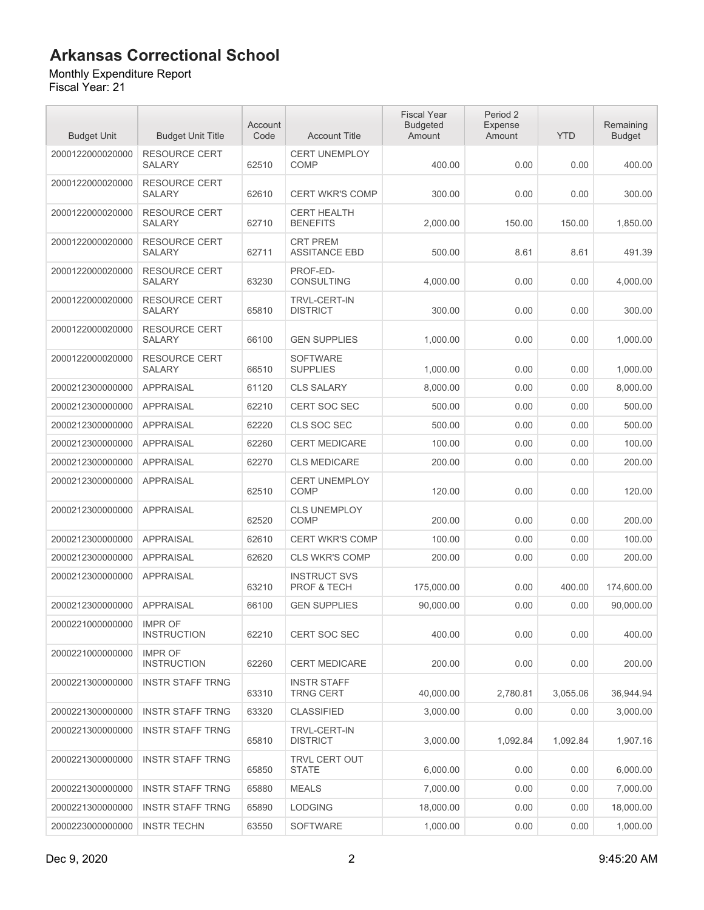# Arkansas Correctional School

Monthly Expenditure Report
Fiscal Year: 21

| Budget Unit | Budget Unit Title | Account Code | Account Title | Fiscal Year Budgeted Amount | Period 2 Expense Amount | YTD | Remaining Budget |
|---|---|---|---|---|---|---|---|
| 2000122000020000 | RESOURCE CERT SALARY | 62510 | CERT UNEMPLOY COMP | 400.00 | 0.00 | 0.00 | 400.00 |
| 2000122000020000 | RESOURCE CERT SALARY | 62610 | CERT WKR'S COMP | 300.00 | 0.00 | 0.00 | 300.00 |
| 2000122000020000 | RESOURCE CERT SALARY | 62710 | CERT HEALTH BENEFITS | 2,000.00 | 150.00 | 150.00 | 1,850.00 |
| 2000122000020000 | RESOURCE CERT SALARY | 62711 | CRT PREM ASSITANCE EBD | 500.00 | 8.61 | 8.61 | 491.39 |
| 2000122000020000 | RESOURCE CERT SALARY | 63230 | PROF-ED-CONSULTING | 4,000.00 | 0.00 | 0.00 | 4,000.00 |
| 2000122000020000 | RESOURCE CERT SALARY | 65810 | TRVL-CERT-IN DISTRICT | 300.00 | 0.00 | 0.00 | 300.00 |
| 2000122000020000 | RESOURCE CERT SALARY | 66100 | GEN SUPPLIES | 1,000.00 | 0.00 | 0.00 | 1,000.00 |
| 2000122000020000 | RESOURCE CERT SALARY | 66510 | SOFTWARE SUPPLIES | 1,000.00 | 0.00 | 0.00 | 1,000.00 |
| 2000212300000000 | APPRAISAL | 61120 | CLS SALARY | 8,000.00 | 0.00 | 0.00 | 8,000.00 |
| 2000212300000000 | APPRAISAL | 62210 | CERT SOC SEC | 500.00 | 0.00 | 0.00 | 500.00 |
| 2000212300000000 | APPRAISAL | 62220 | CLS SOC SEC | 500.00 | 0.00 | 0.00 | 500.00 |
| 2000212300000000 | APPRAISAL | 62260 | CERT MEDICARE | 100.00 | 0.00 | 0.00 | 100.00 |
| 2000212300000000 | APPRAISAL | 62270 | CLS MEDICARE | 200.00 | 0.00 | 0.00 | 200.00 |
| 2000212300000000 | APPRAISAL | 62510 | CERT UNEMPLOY COMP | 120.00 | 0.00 | 0.00 | 120.00 |
| 2000212300000000 | APPRAISAL | 62520 | CLS UNEMPLOY COMP | 200.00 | 0.00 | 0.00 | 200.00 |
| 2000212300000000 | APPRAISAL | 62610 | CERT WKR'S COMP | 100.00 | 0.00 | 0.00 | 100.00 |
| 2000212300000000 | APPRAISAL | 62620 | CLS WKR'S COMP | 200.00 | 0.00 | 0.00 | 200.00 |
| 2000212300000000 | APPRAISAL | 63210 | INSTRUCT SVS PROF & TECH | 175,000.00 | 0.00 | 400.00 | 174,600.00 |
| 2000212300000000 | APPRAISAL | 66100 | GEN SUPPLIES | 90,000.00 | 0.00 | 0.00 | 90,000.00 |
| 2000221000000000 | IMPR OF INSTRUCTION | 62210 | CERT SOC SEC | 400.00 | 0.00 | 0.00 | 400.00 |
| 2000221000000000 | IMPR OF INSTRUCTION | 62260 | CERT MEDICARE | 200.00 | 0.00 | 0.00 | 200.00 |
| 2000221300000000 | INSTR STAFF TRNG | 63310 | INSTR STAFF TRNG CERT | 40,000.00 | 2,780.81 | 3,055.06 | 36,944.94 |
| 2000221300000000 | INSTR STAFF TRNG | 63320 | CLASSIFIED | 3,000.00 | 0.00 | 0.00 | 3,000.00 |
| 2000221300000000 | INSTR STAFF TRNG | 65810 | TRVL-CERT-IN DISTRICT | 3,000.00 | 1,092.84 | 1,092.84 | 1,907.16 |
| 2000221300000000 | INSTR STAFF TRNG | 65850 | TRVL CERT OUT STATE | 6,000.00 | 0.00 | 0.00 | 6,000.00 |
| 2000221300000000 | INSTR STAFF TRNG | 65880 | MEALS | 7,000.00 | 0.00 | 0.00 | 7,000.00 |
| 2000221300000000 | INSTR STAFF TRNG | 65890 | LODGING | 18,000.00 | 0.00 | 0.00 | 18,000.00 |
| 2000223000000000 | INSTR TECHN | 63550 | SOFTWARE | 1,000.00 | 0.00 | 0.00 | 1,000.00 |

Dec 9, 2020 9:45:20 AM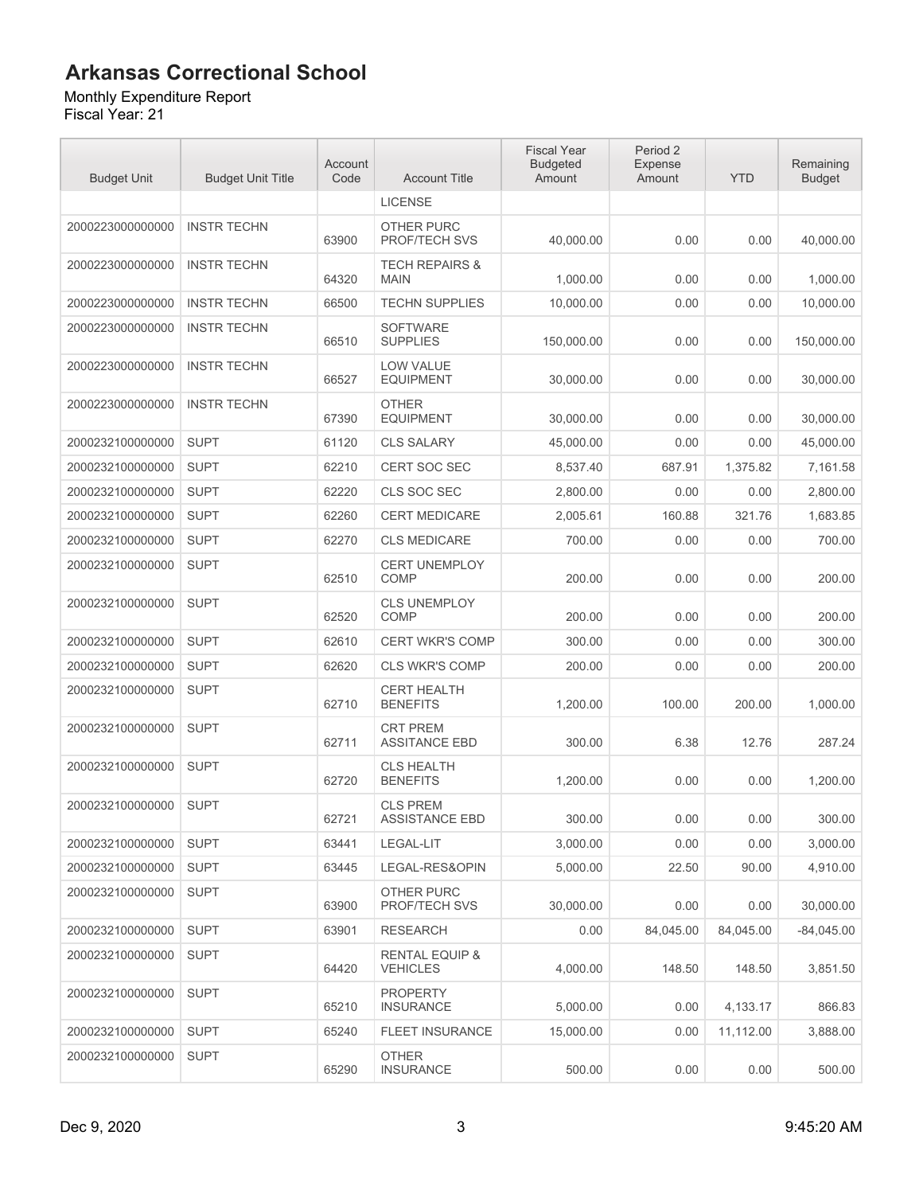# Arkansas Correctional School

Monthly Expenditure Report
Fiscal Year: 21

| Budget Unit | Budget Unit Title | Account Code | Account Title | Fiscal Year Budgeted Amount | Period 2 Expense Amount | YTD | Remaining Budget |
|---|---|---|---|---|---|---|---|
| | | | LICENSE | | | | |
| 2000223000000000 | INSTR TECHN | 63900 | OTHER PURC PROF/TECH SVS | 40,000.00 | 0.00 | 0.00 | 40,000.00 |
| 2000223000000000 | INSTR TECHN | 64320 | TECH REPAIRS & MAIN | 1,000.00 | 0.00 | 0.00 | 1,000.00 |
| 2000223000000000 | INSTR TECHN | 66500 | TECHN SUPPLIES | 10,000.00 | 0.00 | 0.00 | 10,000.00 |
| 2000223000000000 | INSTR TECHN | 66510 | SOFTWARE SUPPLIES | 150,000.00 | 0.00 | 0.00 | 150,000.00 |
| 2000223000000000 | INSTR TECHN | 66527 | LOW VALUE EQUIPMENT | 30,000.00 | 0.00 | 0.00 | 30,000.00 |
| 2000223000000000 | INSTR TECHN | 67390 | OTHER EQUIPMENT | 30,000.00 | 0.00 | 0.00 | 30,000.00 |
| 2000232100000000 | SUPT | 61120 | CLS SALARY | 45,000.00 | 0.00 | 0.00 | 45,000.00 |
| 2000232100000000 | SUPT | 62210 | CERT SOC SEC | 8,537.40 | 687.91 | 1,375.82 | 7,161.58 |
| 2000232100000000 | SUPT | 62220 | CLS SOC SEC | 2,800.00 | 0.00 | 0.00 | 2,800.00 |
| 2000232100000000 | SUPT | 62260 | CERT MEDICARE | 2,005.61 | 160.88 | 321.76 | 1,683.85 |
| 2000232100000000 | SUPT | 62270 | CLS MEDICARE | 700.00 | 0.00 | 0.00 | 700.00 |
| 2000232100000000 | SUPT | 62510 | CERT UNEMPLOY COMP | 200.00 | 0.00 | 0.00 | 200.00 |
| 2000232100000000 | SUPT | 62520 | CLS UNEMPLOY COMP | 200.00 | 0.00 | 0.00 | 200.00 |
| 2000232100000000 | SUPT | 62610 | CERT WKR'S COMP | 300.00 | 0.00 | 0.00 | 300.00 |
| 2000232100000000 | SUPT | 62620 | CLS WKR'S COMP | 200.00 | 0.00 | 0.00 | 200.00 |
| 2000232100000000 | SUPT | 62710 | CERT HEALTH BENEFITS | 1,200.00 | 100.00 | 200.00 | 1,000.00 |
| 2000232100000000 | SUPT | 62711 | CRT PREM ASSITANCE EBD | 300.00 | 6.38 | 12.76 | 287.24 |
| 2000232100000000 | SUPT | 62720 | CLS HEALTH BENEFITS | 1,200.00 | 0.00 | 0.00 | 1,200.00 |
| 2000232100000000 | SUPT | 62721 | CLS PREM ASSISTANCE EBD | 300.00 | 0.00 | 0.00 | 300.00 |
| 2000232100000000 | SUPT | 63441 | LEGAL-LIT | 3,000.00 | 0.00 | 0.00 | 3,000.00 |
| 2000232100000000 | SUPT | 63445 | LEGAL-RES&OPIN | 5,000.00 | 22.50 | 90.00 | 4,910.00 |
| 2000232100000000 | SUPT | 63900 | OTHER PURC PROF/TECH SVS | 30,000.00 | 0.00 | 0.00 | 30,000.00 |
| 2000232100000000 | SUPT | 63901 | RESEARCH | 0.00 | 84,045.00 | 84,045.00 | -84,045.00 |
| 2000232100000000 | SUPT | 64420 | RENTAL EQUIP & VEHICLES | 4,000.00 | 148.50 | 148.50 | 3,851.50 |
| 2000232100000000 | SUPT | 65210 | PROPERTY INSURANCE | 5,000.00 | 0.00 | 4,133.17 | 866.83 |
| 2000232100000000 | SUPT | 65240 | FLEET INSURANCE | 15,000.00 | 0.00 | 11,112.00 | 3,888.00 |
| 2000232100000000 | SUPT | 65290 | OTHER INSURANCE | 500.00 | 0.00 | 0.00 | 500.00 |

Dec 9, 2020 9:45:20 AM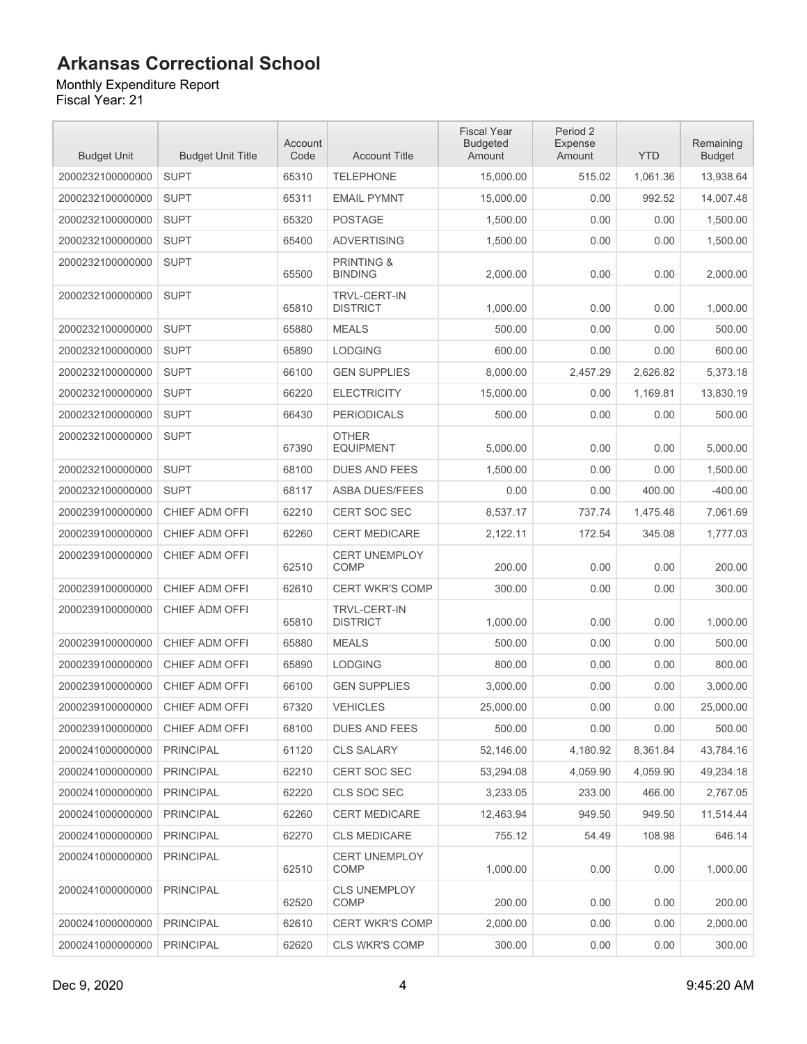# Arkansas Correctional School

Monthly Expenditure Report
Fiscal Year: 21

| Budget Unit | Budget Unit Title | Account Code | Account Title | Fiscal Year Budgeted Amount | Period 2 Expense Amount | YTD | Remaining Budget |
|---|---|---|---|---|---|---|---|
| 2000232100000000 | SUPT | 65310 | TELEPHONE | 15,000.00 | 515.02 | 1,061.36 | 13,938.64 |
| 2000232100000000 | SUPT | 65311 | EMAIL PYMNT | 15,000.00 | 0.00 | 992.52 | 14,007.48 |
| 2000232100000000 | SUPT | 65320 | POSTAGE | 1,500.00 | 0.00 | 0.00 | 1,500.00 |
| 2000232100000000 | SUPT | 65400 | ADVERTISING | 1,500.00 | 0.00 | 0.00 | 1,500.00 |
| 2000232100000000 | SUPT | 65500 | PRINTING & BINDING | 2,000.00 | 0.00 | 0.00 | 2,000.00 |
| 2000232100000000 | SUPT | 65810 | TRVL-CERT-IN DISTRICT | 1,000.00 | 0.00 | 0.00 | 1,000.00 |
| 2000232100000000 | SUPT | 65880 | MEALS | 500.00 | 0.00 | 0.00 | 500.00 |
| 2000232100000000 | SUPT | 65890 | LODGING | 600.00 | 0.00 | 0.00 | 600.00 |
| 2000232100000000 | SUPT | 66100 | GEN SUPPLIES | 8,000.00 | 2,457.29 | 2,626.82 | 5,373.18 |
| 2000232100000000 | SUPT | 66220 | ELECTRICITY | 15,000.00 | 0.00 | 1,169.81 | 13,830.19 |
| 2000232100000000 | SUPT | 66430 | PERIODICALS | 500.00 | 0.00 | 0.00 | 500.00 |
| 2000232100000000 | SUPT | 67390 | OTHER EQUIPMENT | 5,000.00 | 0.00 | 0.00 | 5,000.00 |
| 2000232100000000 | SUPT | 68100 | DUES AND FEES | 1,500.00 | 0.00 | 0.00 | 1,500.00 |
| 2000232100000000 | SUPT | 68117 | ASBA DUES/FEES | 0.00 | 0.00 | 400.00 | -400.00 |
| 2000239100000000 | CHIEF ADM OFFI | 62210 | CERT SOC SEC | 8,537.17 | 737.74 | 1,475.48 | 7,061.69 |
| 2000239100000000 | CHIEF ADM OFFI | 62260 | CERT MEDICARE | 2,122.11 | 172.54 | 345.08 | 1,777.03 |
| 2000239100000000 | CHIEF ADM OFFI | 62510 | CERT UNEMPLOY COMP | 200.00 | 0.00 | 0.00 | 200.00 |
| 2000239100000000 | CHIEF ADM OFFI | 62610 | CERT WKR'S COMP | 300.00 | 0.00 | 0.00 | 300.00 |
| 2000239100000000 | CHIEF ADM OFFI | 65810 | TRVL-CERT-IN DISTRICT | 1,000.00 | 0.00 | 0.00 | 1,000.00 |
| 2000239100000000 | CHIEF ADM OFFI | 65880 | MEALS | 500.00 | 0.00 | 0.00 | 500.00 |
| 2000239100000000 | CHIEF ADM OFFI | 65890 | LODGING | 800.00 | 0.00 | 0.00 | 800.00 |
| 2000239100000000 | CHIEF ADM OFFI | 66100 | GEN SUPPLIES | 3,000.00 | 0.00 | 0.00 | 3,000.00 |
| 2000239100000000 | CHIEF ADM OFFI | 67320 | VEHICLES | 25,000.00 | 0.00 | 0.00 | 25,000.00 |
| 2000239100000000 | CHIEF ADM OFFI | 68100 | DUES AND FEES | 500.00 | 0.00 | 0.00 | 500.00 |
| 2000241000000000 | PRINCIPAL | 61120 | CLS SALARY | 52,146.00 | 4,180.92 | 8,361.84 | 43,784.16 |
| 2000241000000000 | PRINCIPAL | 62210 | CERT SOC SEC | 53,294.08 | 4,059.90 | 4,059.90 | 49,234.18 |
| 2000241000000000 | PRINCIPAL | 62220 | CLS SOC SEC | 3,233.05 | 233.00 | 466.00 | 2,767.05 |
| 2000241000000000 | PRINCIPAL | 62260 | CERT MEDICARE | 12,463.94 | 949.50 | 949.50 | 11,514.44 |
| 2000241000000000 | PRINCIPAL | 62270 | CLS MEDICARE | 755.12 | 54.49 | 108.98 | 646.14 |
| 2000241000000000 | PRINCIPAL | 62510 | CERT UNEMPLOY COMP | 1,000.00 | 0.00 | 0.00 | 1,000.00 |
| 2000241000000000 | PRINCIPAL | 62520 | CLS UNEMPLOY COMP | 200.00 | 0.00 | 0.00 | 200.00 |
| 2000241000000000 | PRINCIPAL | 62610 | CERT WKR'S COMP | 2,000.00 | 0.00 | 0.00 | 2,000.00 |
| 2000241000000000 | PRINCIPAL | 62620 | CLS WKR'S COMP | 300.00 | 0.00 | 0.00 | 300.00 |

Dec 9, 2020 9:45:20 AM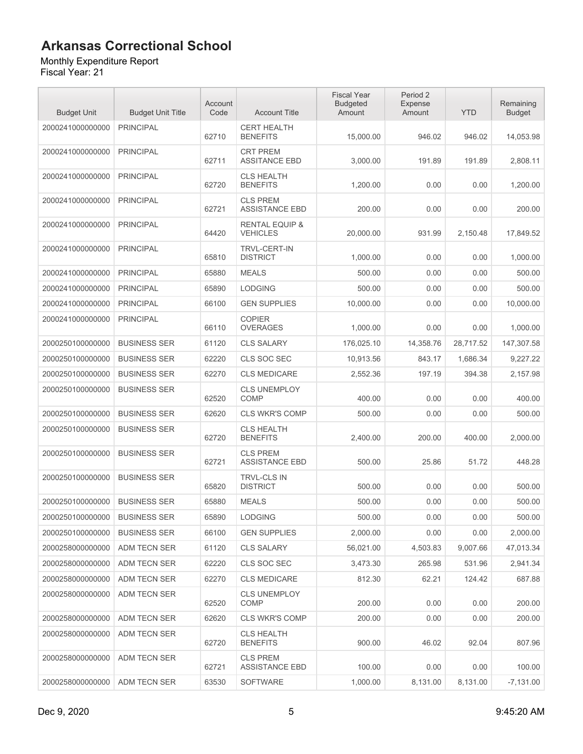# Arkansas Correctional School

Monthly Expenditure Report
Fiscal Year: 21

| Budget Unit | Budget Unit Title | Account Code | Account Title | Fiscal Year Budgeted Amount | Period 2 Expense Amount | YTD | Remaining Budget |
|---|---|---|---|---|---|---|---|
| 2000241000000000 | PRINCIPAL | 62710 | CERT HEALTH BENEFITS | 15,000.00 | 946.02 | 946.02 | 14,053.98 |
| 2000241000000000 | PRINCIPAL | 62711 | CRT PREM ASSITANCE EBD | 3,000.00 | 191.89 | 191.89 | 2,808.11 |
| 2000241000000000 | PRINCIPAL | 62720 | CLS HEALTH BENEFITS | 1,200.00 | 0.00 | 0.00 | 1,200.00 |
| 2000241000000000 | PRINCIPAL | 62721 | CLS PREM ASSISTANCE EBD | 200.00 | 0.00 | 0.00 | 200.00 |
| 2000241000000000 | PRINCIPAL | 64420 | RENTAL EQUIP & VEHICLES | 20,000.00 | 931.99 | 2,150.48 | 17,849.52 |
| 2000241000000000 | PRINCIPAL | 65810 | TRVL-CERT-IN DISTRICT | 1,000.00 | 0.00 | 0.00 | 1,000.00 |
| 2000241000000000 | PRINCIPAL | 65880 | MEALS | 500.00 | 0.00 | 0.00 | 500.00 |
| 2000241000000000 | PRINCIPAL | 65890 | LODGING | 500.00 | 0.00 | 0.00 | 500.00 |
| 2000241000000000 | PRINCIPAL | 66100 | GEN SUPPLIES | 10,000.00 | 0.00 | 0.00 | 10,000.00 |
| 2000241000000000 | PRINCIPAL | 66110 | COPIER OVERAGES | 1,000.00 | 0.00 | 0.00 | 1,000.00 |
| 2000250100000000 | BUSINESS SER | 61120 | CLS SALARY | 176,025.10 | 14,358.76 | 28,717.52 | 147,307.58 |
| 2000250100000000 | BUSINESS SER | 62220 | CLS SOC SEC | 10,913.56 | 843.17 | 1,686.34 | 9,227.22 |
| 2000250100000000 | BUSINESS SER | 62270 | CLS MEDICARE | 2,552.36 | 197.19 | 394.38 | 2,157.98 |
| 2000250100000000 | BUSINESS SER | 62520 | CLS UNEMPLOY COMP | 400.00 | 0.00 | 0.00 | 400.00 |
| 2000250100000000 | BUSINESS SER | 62620 | CLS WKR'S COMP | 500.00 | 0.00 | 0.00 | 500.00 |
| 2000250100000000 | BUSINESS SER | 62720 | CLS HEALTH BENEFITS | 2,400.00 | 200.00 | 400.00 | 2,000.00 |
| 2000250100000000 | BUSINESS SER | 62721 | CLS PREM ASSISTANCE EBD | 500.00 | 25.86 | 51.72 | 448.28 |
| 2000250100000000 | BUSINESS SER | 65820 | TRVL-CLS IN DISTRICT | 500.00 | 0.00 | 0.00 | 500.00 |
| 2000250100000000 | BUSINESS SER | 65880 | MEALS | 500.00 | 0.00 | 0.00 | 500.00 |
| 2000250100000000 | BUSINESS SER | 65890 | LODGING | 500.00 | 0.00 | 0.00 | 500.00 |
| 2000250100000000 | BUSINESS SER | 66100 | GEN SUPPLIES | 2,000.00 | 0.00 | 0.00 | 2,000.00 |
| 2000258000000000 | ADM TECN SER | 61120 | CLS SALARY | 56,021.00 | 4,503.83 | 9,007.66 | 47,013.34 |
| 2000258000000000 | ADM TECN SER | 62220 | CLS SOC SEC | 3,473.30 | 265.98 | 531.96 | 2,941.34 |
| 2000258000000000 | ADM TECN SER | 62270 | CLS MEDICARE | 812.30 | 62.21 | 124.42 | 687.88 |
| 2000258000000000 | ADM TECN SER | 62520 | CLS UNEMPLOY COMP | 200.00 | 0.00 | 0.00 | 200.00 |
| 2000258000000000 | ADM TECN SER | 62620 | CLS WKR'S COMP | 200.00 | 0.00 | 0.00 | 200.00 |
| 2000258000000000 | ADM TECN SER | 62720 | CLS HEALTH BENEFITS | 900.00 | 46.02 | 92.04 | 807.96 |
| 2000258000000000 | ADM TECN SER | 62721 | CLS PREM ASSISTANCE EBD | 100.00 | 0.00 | 0.00 | 100.00 |
| 2000258000000000 | ADM TECN SER | 63530 | SOFTWARE | 1,000.00 | 8,131.00 | 8,131.00 | -7,131.00 |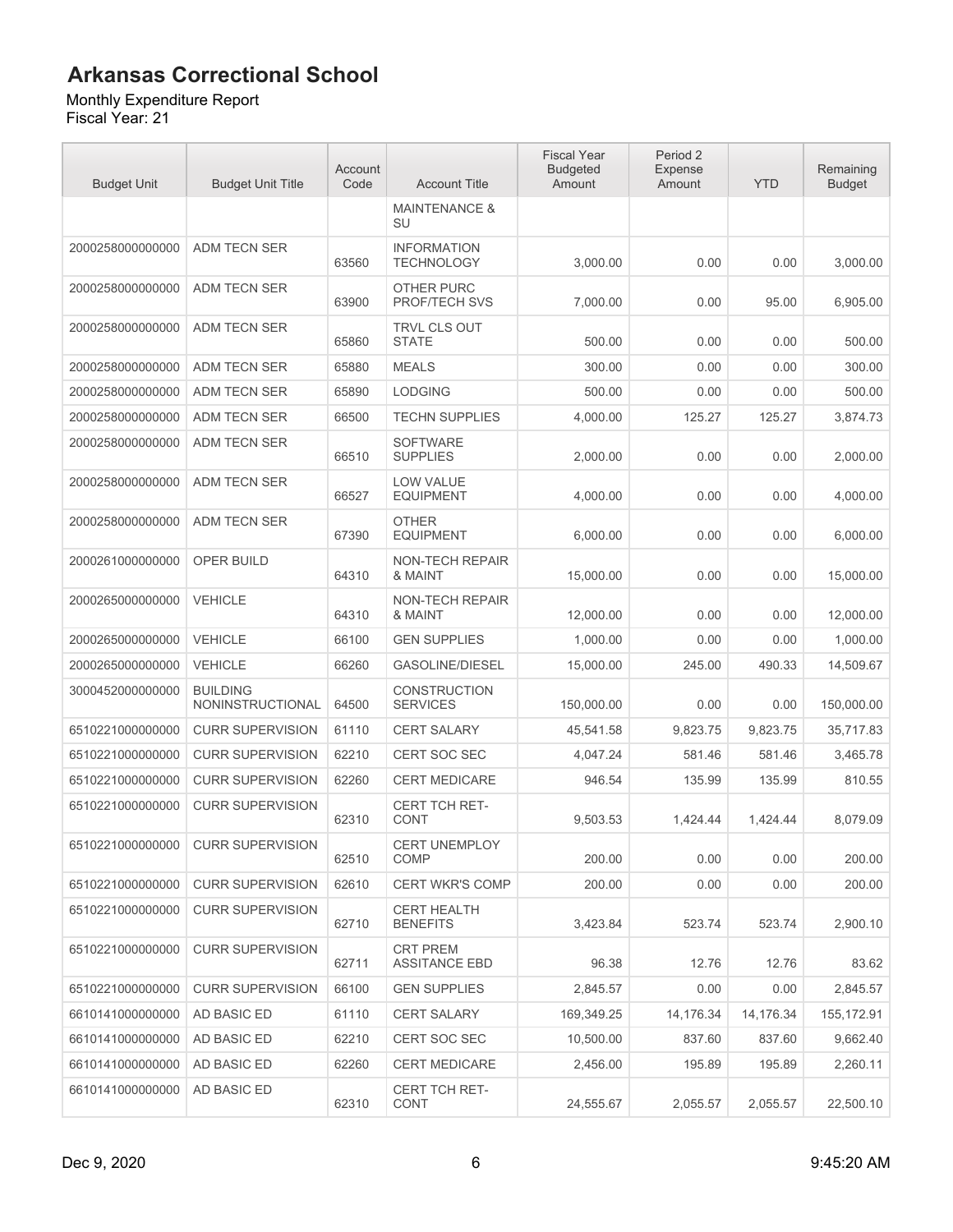# Arkansas Correctional School

Monthly Expenditure Report
Fiscal Year: 21

| Budget Unit | Budget Unit Title | Account Code | Account Title | Fiscal Year Budgeted Amount | Period 2 Expense Amount | YTD | Remaining Budget |
|---|---|---|---|---|---|---|---|
| | | | MAINTENANCE & SU | | | | |
| 2000258000000000 | ADM TECN SER | 63560 | INFORMATION TECHNOLOGY | 3,000.00 | 0.00 | 0.00 | 3,000.00 |
| 2000258000000000 | ADM TECN SER | 63900 | OTHER PURC PROF/TECH SVS | 7,000.00 | 0.00 | 95.00 | 6,905.00 |
| 2000258000000000 | ADM TECN SER | 65860 | TRVL CLS OUT STATE | 500.00 | 0.00 | 0.00 | 500.00 |
| 2000258000000000 | ADM TECN SER | 65880 | MEALS | 300.00 | 0.00 | 0.00 | 300.00 |
| 2000258000000000 | ADM TECN SER | 65890 | LODGING | 500.00 | 0.00 | 0.00 | 500.00 |
| 2000258000000000 | ADM TECN SER | 66500 | TECHN SUPPLIES | 4,000.00 | 125.27 | 125.27 | 3,874.73 |
| 2000258000000000 | ADM TECN SER | 66510 | SOFTWARE SUPPLIES | 2,000.00 | 0.00 | 0.00 | 2,000.00 |
| 2000258000000000 | ADM TECN SER | 66527 | LOW VALUE EQUIPMENT | 4,000.00 | 0.00 | 0.00 | 4,000.00 |
| 2000258000000000 | ADM TECN SER | 67390 | OTHER EQUIPMENT | 6,000.00 | 0.00 | 0.00 | 6,000.00 |
| 2000261000000000 | OPER BUILD | 64310 | NON-TECH REPAIR & MAINT | 15,000.00 | 0.00 | 0.00 | 15,000.00 |
| 2000265000000000 | VEHICLE | 64310 | NON-TECH REPAIR & MAINT | 12,000.00 | 0.00 | 0.00 | 12,000.00 |
| 2000265000000000 | VEHICLE | 66100 | GEN SUPPLIES | 1,000.00 | 0.00 | 0.00 | 1,000.00 |
| 2000265000000000 | VEHICLE | 66260 | GASOLINE/DIESEL | 15,000.00 | 245.00 | 490.33 | 14,509.67 |
| 3000452000000000 | BUILDING NONINSTRUCTIONAL | 64500 | CONSTRUCTION SERVICES | 150,000.00 | 0.00 | 0.00 | 150,000.00 |
| 6510221000000000 | CURR SUPERVISION | 61110 | CERT SALARY | 45,541.58 | 9,823.75 | 9,823.75 | 35,717.83 |
| 6510221000000000 | CURR SUPERVISION | 62210 | CERT SOC SEC | 4,047.24 | 581.46 | 581.46 | 3,465.78 |
| 6510221000000000 | CURR SUPERVISION | 62260 | CERT MEDICARE | 946.54 | 135.99 | 135.99 | 810.55 |
| 6510221000000000 | CURR SUPERVISION | 62310 | CERT TCH RET-CONT | 9,503.53 | 1,424.44 | 1,424.44 | 8,079.09 |
| 6510221000000000 | CURR SUPERVISION | 62510 | CERT UNEMPLOY COMP | 200.00 | 0.00 | 0.00 | 200.00 |
| 6510221000000000 | CURR SUPERVISION | 62610 | CERT WKR'S COMP | 200.00 | 0.00 | 0.00 | 200.00 |
| 6510221000000000 | CURR SUPERVISION | 62710 | CERT HEALTH BENEFITS | 3,423.84 | 523.74 | 523.74 | 2,900.10 |
| 6510221000000000 | CURR SUPERVISION | 62711 | CRT PREM ASSITANCE EBD | 96.38 | 12.76 | 12.76 | 83.62 |
| 6510221000000000 | CURR SUPERVISION | 66100 | GEN SUPPLIES | 2,845.57 | 0.00 | 0.00 | 2,845.57 |
| 6610141000000000 | AD BASIC ED | 61110 | CERT SALARY | 169,349.25 | 14,176.34 | 14,176.34 | 155,172.91 |
| 6610141000000000 | AD BASIC ED | 62210 | CERT SOC SEC | 10,500.00 | 837.60 | 837.60 | 9,662.40 |
| 6610141000000000 | AD BASIC ED | 62260 | CERT MEDICARE | 2,456.00 | 195.89 | 195.89 | 2,260.11 |
| 6610141000000000 | AD BASIC ED | 62310 | CERT TCH RET-CONT | 24,555.67 | 2,055.57 | 2,055.57 | 22,500.10 |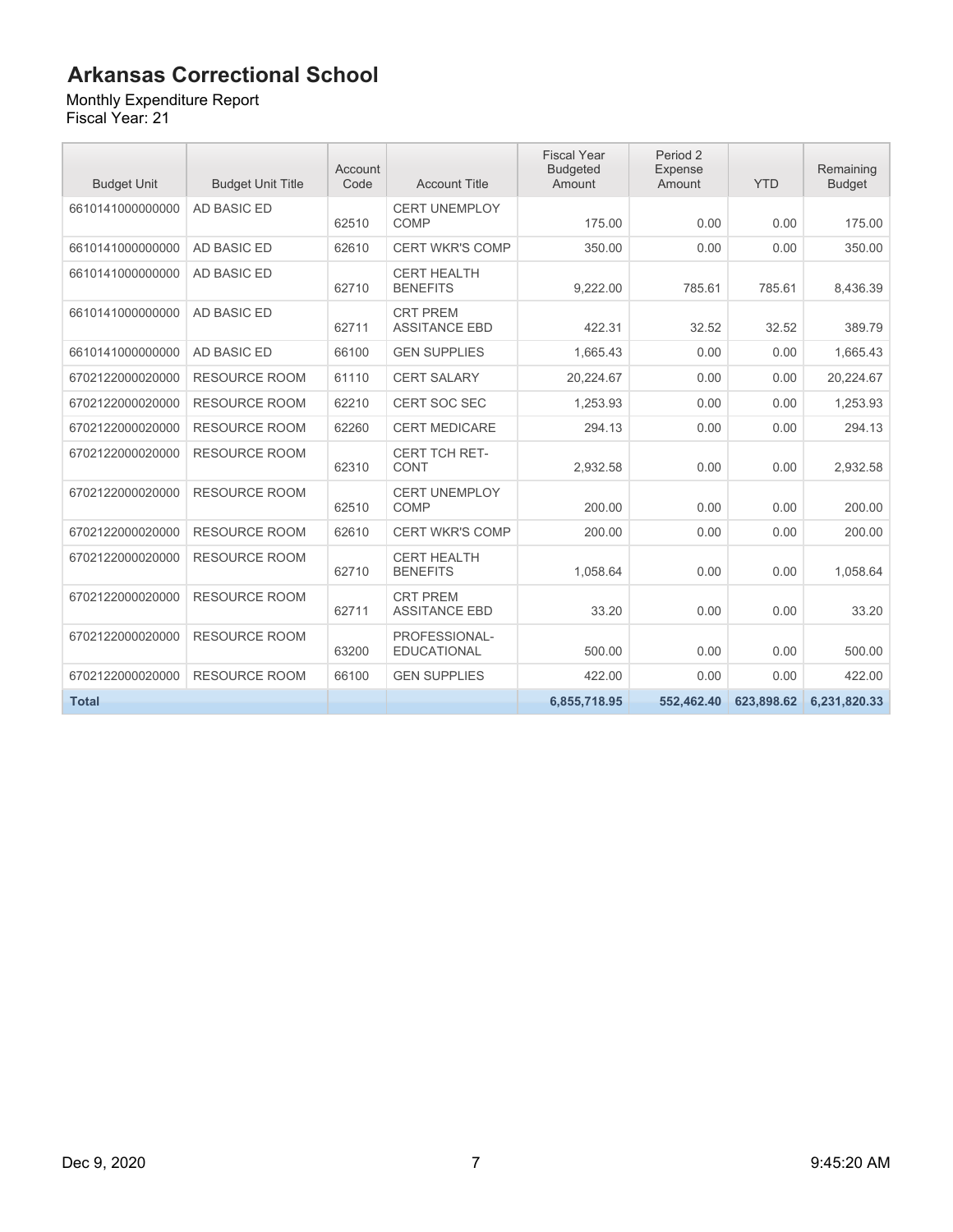# Arkansas Correctional School

Monthly Expenditure Report
Fiscal Year: 21

| Budget Unit | Budget Unit Title | Account Code | Account Title | Fiscal Year Budgeted Amount | Period 2 Expense Amount | YTD | Remaining Budget |
|---|---|---|---|---|---|---|---|
| 6610141000000000 | AD BASIC ED | 62510 | CERT UNEMPLOY COMP | 175.00 | 0.00 | 0.00 | 175.00 |
| 6610141000000000 | AD BASIC ED | 62610 | CERT WKR'S COMP | 350.00 | 0.00 | 0.00 | 350.00 |
| 6610141000000000 | AD BASIC ED | 62710 | CERT HEALTH BENEFITS | 9,222.00 | 785.61 | 785.61 | 8,436.39 |
| 6610141000000000 | AD BASIC ED | 62711 | CRT PREM ASSITANCE EBD | 422.31 | 32.52 | 32.52 | 389.79 |
| 6610141000000000 | AD BASIC ED | 66100 | GEN SUPPLIES | 1,665.43 | 0.00 | 0.00 | 1,665.43 |
| 6702122000020000 | RESOURCE ROOM | 61110 | CERT SALARY | 20,224.67 | 0.00 | 0.00 | 20,224.67 |
| 6702122000020000 | RESOURCE ROOM | 62210 | CERT SOC SEC | 1,253.93 | 0.00 | 0.00 | 1,253.93 |
| 6702122000020000 | RESOURCE ROOM | 62260 | CERT MEDICARE | 294.13 | 0.00 | 0.00 | 294.13 |
| 6702122000020000 | RESOURCE ROOM | 62310 | CERT TCH RET-CONT | 2,932.58 | 0.00 | 0.00 | 2,932.58 |
| 6702122000020000 | RESOURCE ROOM | 62510 | CERT UNEMPLOY COMP | 200.00 | 0.00 | 0.00 | 200.00 |
| 6702122000020000 | RESOURCE ROOM | 62610 | CERT WKR'S COMP | 200.00 | 0.00 | 0.00 | 200.00 |
| 6702122000020000 | RESOURCE ROOM | 62710 | CERT HEALTH BENEFITS | 1,058.64 | 0.00 | 0.00 | 1,058.64 |
| 6702122000020000 | RESOURCE ROOM | 62711 | CRT PREM ASSITANCE EBD | 33.20 | 0.00 | 0.00 | 33.20 |
| 6702122000020000 | RESOURCE ROOM | 63200 | PROFESSIONAL-EDUCATIONAL | 500.00 | 0.00 | 0.00 | 500.00 |
| 6702122000020000 | RESOURCE ROOM | 66100 | GEN SUPPLIES | 422.00 | 0.00 | 0.00 | 422.00 |
| **Total** | | | | **6,855,718.95** | **552,462.40** | **623,898.62** | **6,231,820.33** |

Dec 9, 2020 9:45:20 AM